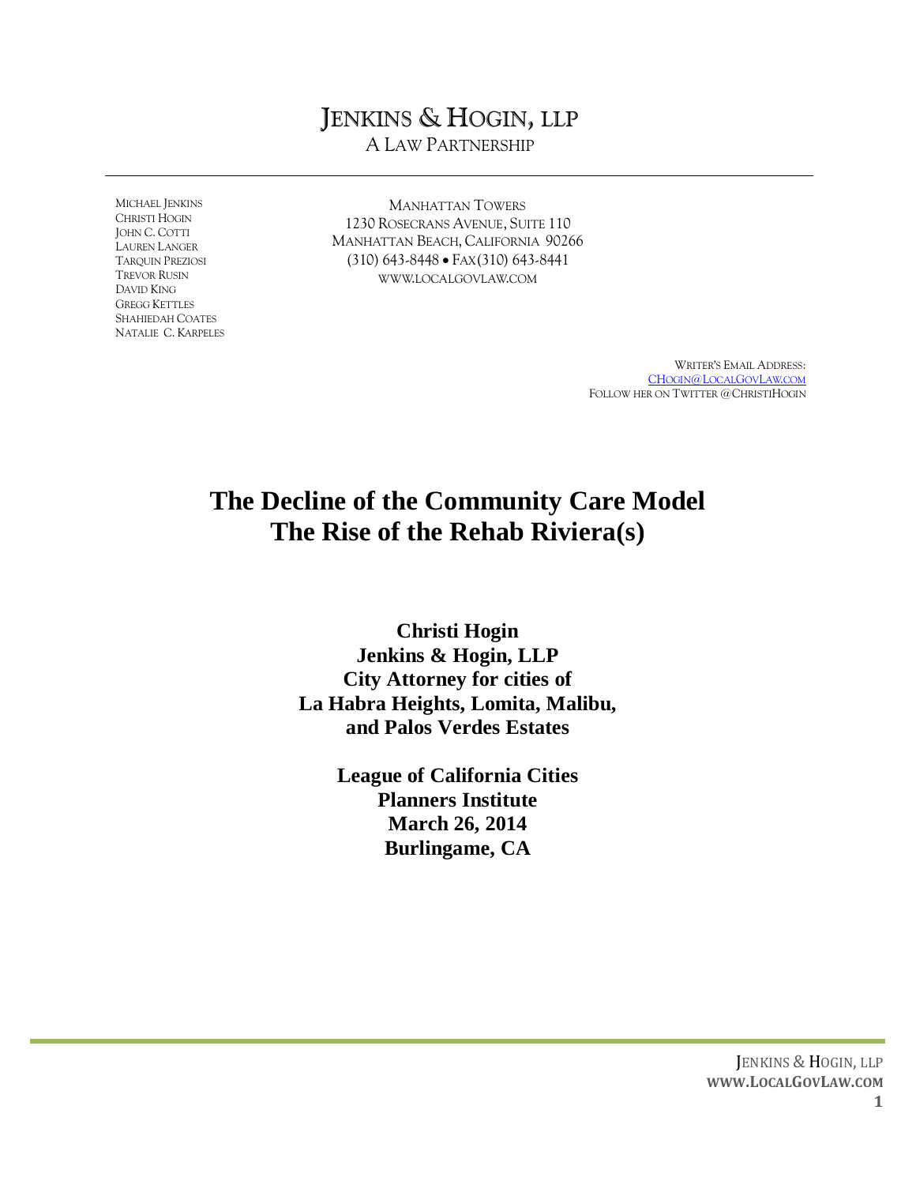JENKINS & HOGIN, LLP
A LAW PARTNERSHIP

MICHAEL JENKINS
CHRISTI HOGIN
JOHN C. COTTI
LAUREN LANGER
TARQUIN PREZIOSI
TREVOR RUSIN
DAVID KING
GREGG KETTLES
SHAHIEDAH COATES
NATALIE C. KARPELES

MANHATTAN TOWERS
1230 ROSECRANS AVENUE, SUITE 110
MANHATTAN BEACH, CALIFORNIA 90266
(310) 643-8448 • FAX (310) 643-8441
WWW.LOCALGOVLAW.COM

WRITER'S EMAIL ADDRESS:
CHOGIN@LOCALGOVLAW.COM
FOLLOW HER ON TWITTER @CHRISTIHOGIN

# The Decline of the Community Care Model
# The Rise of the Rehab Riviera(s)

**Christi Hogin**
**Jenkins & Hogin, LLP**
**City Attorney for cities of**
**La Habra Heights, Lomita, Malibu,**
**and Palos Verdes Estates**

**League of California Cities**
**Planners Institute**
**March 26, 2014**
**Burlingame, CA**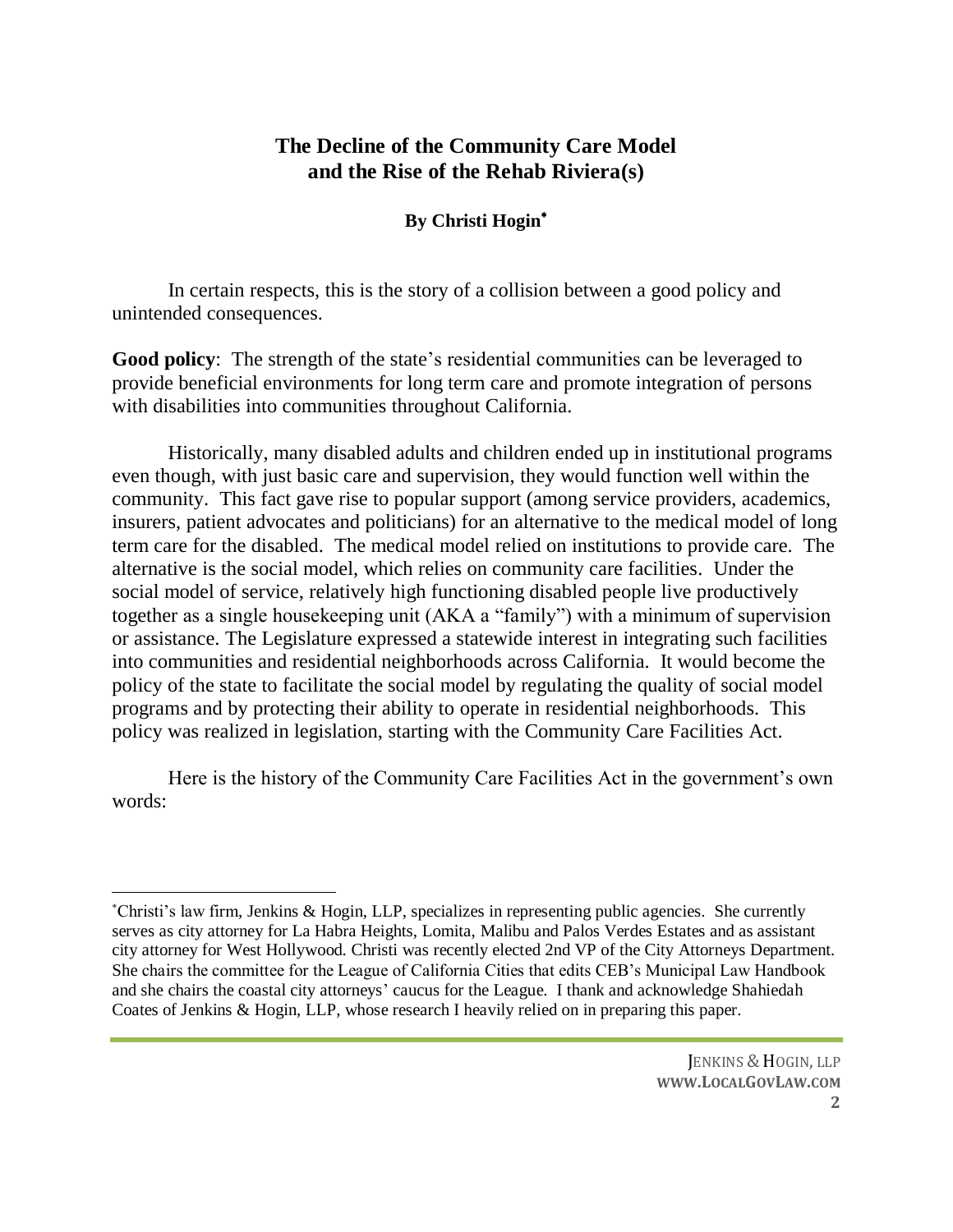# The Decline of the Community Care Model and the Rise of the Rehab Riviera(s)

**By Christi Hogin**[*]

In certain respects, this is the story of a collision between a good policy and unintended consequences.

**Good policy**: The strength of the state's residential communities can be leveraged to provide beneficial environments for long term care and promote integration of persons with disabilities into communities throughout California.

Historically, many disabled adults and children ended up in institutional programs even though, with just basic care and supervision, they would function well within the community. This fact gave rise to popular support (among service providers, academics, insurers, patient advocates and politicians) for an alternative to the medical model of long term care for the disabled. The medical model relied on institutions to provide care. The alternative is the social model, which relies on community care facilities. Under the social model of service, relatively high functioning disabled people live productively together as a single housekeeping unit (AKA a "family") with a minimum of supervision or assistance. The Legislature expressed a statewide interest in integrating such facilities into communities and residential neighborhoods across California. It would become the policy of the state to facilitate the social model by regulating the quality of social model programs and by protecting their ability to operate in residential neighborhoods. This policy was realized in legislation, starting with the Community Care Facilities Act.

Here is the history of the Community Care Facilities Act in the government's own words:

---

[*] Christi's law firm, Jenkins & Hogin, LLP, specializes in representing public agencies. She currently serves as city attorney for La Habra Heights, Lomita, Malibu and Palos Verdes Estates and as assistant city attorney for West Hollywood. Christi was recently elected 2nd VP of the City Attorneys Department. She chairs the committee for the League of California Cities that edits CEB's Municipal Law Handbook and she chairs the coastal city attorneys' caucus for the League. I thank and acknowledge Shahiedah Coates of Jenkins & Hogin, LLP, whose research I heavily relied on in preparing this paper.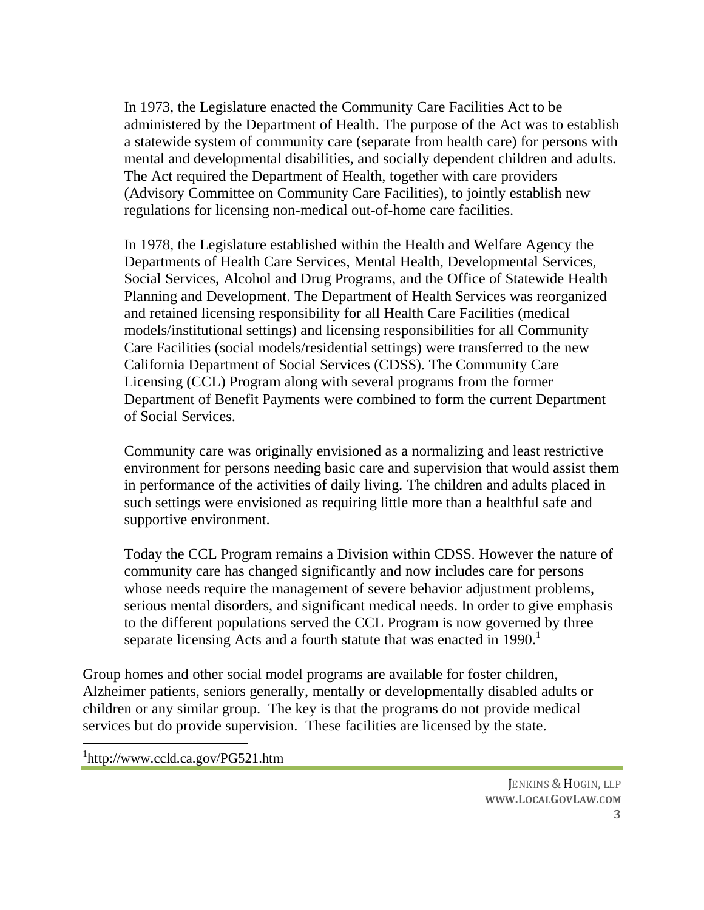> In 1973, the Legislature enacted the Community Care Facilities Act to be administered by the Department of Health. The purpose of the Act was to establish a statewide system of community care (separate from health care) for persons with mental and developmental disabilities, and socially dependent children and adults. The Act required the Department of Health, together with care providers (Advisory Committee on Community Care Facilities), to jointly establish new regulations for licensing non-medical out-of-home care facilities.
>
> In 1978, the Legislature established within the Health and Welfare Agency the Departments of Health Care Services, Mental Health, Developmental Services, Social Services, Alcohol and Drug Programs, and the Office of Statewide Health Planning and Development. The Department of Health Services was reorganized and retained licensing responsibility for all Health Care Facilities (medical models/institutional settings) and licensing responsibilities for all Community Care Facilities (social models/residential settings) were transferred to the new California Department of Social Services (CDSS). The Community Care Licensing (CCL) Program along with several programs from the former Department of Benefit Payments were combined to form the current Department of Social Services.
>
> Community care was originally envisioned as a normalizing and least restrictive environment for persons needing basic care and supervision that would assist them in performance of the activities of daily living. The children and adults placed in such settings were envisioned as requiring little more than a healthful safe and supportive environment.
>
> Today the CCL Program remains a Division within CDSS. However the nature of community care has changed significantly and now includes care for persons whose needs require the management of severe behavior adjustment problems, serious mental disorders, and significant medical needs. In order to give emphasis to the different populations served the CCL Program is now governed by three separate licensing Acts and a fourth statute that was enacted in 1990.[1]

Group homes and other social model programs are available for foster children, Alzheimer patients, seniors generally, mentally or developmentally disabled adults or children or any similar group. The key is that the programs do not provide medical services but do provide supervision. These facilities are licensed by the state.

[1] http://www.ccld.ca.gov/PG521.htm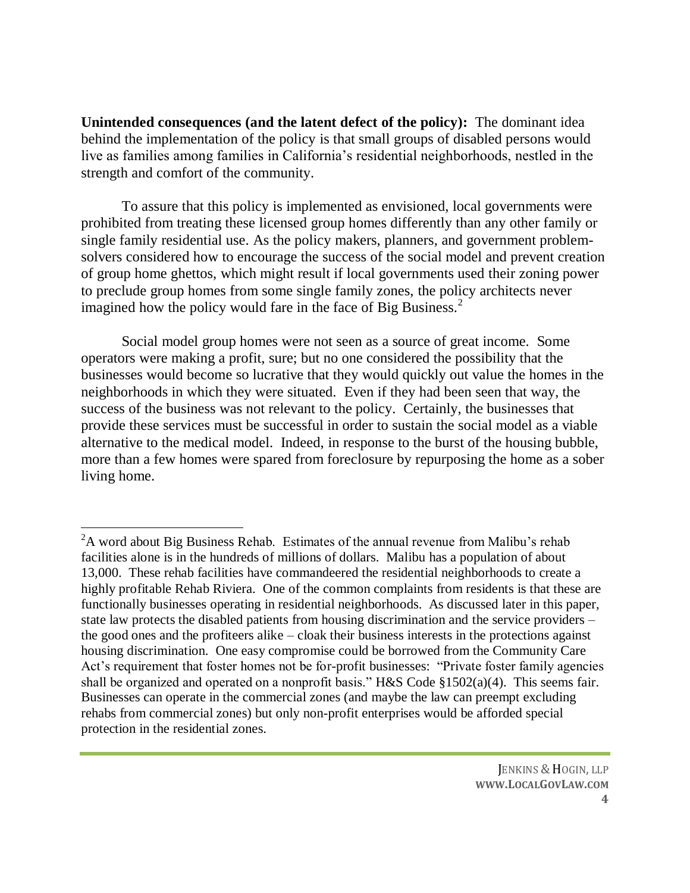**Unintended consequences (and the latent defect of the policy):** The dominant idea behind the implementation of the policy is that small groups of disabled persons would live as families among families in California's residential neighborhoods, nestled in the strength and comfort of the community.

To assure that this policy is implemented as envisioned, local governments were prohibited from treating these licensed group homes differently than any other family or single family residential use. As the policy makers, planners, and government problem-solvers considered how to encourage the success of the social model and prevent creation of group home ghettos, which might result if local governments used their zoning power to preclude group homes from some single family zones, the policy architects never imagined how the policy would fare in the face of Big Business.[2]

Social model group homes were not seen as a source of great income. Some operators were making a profit, sure; but no one considered the possibility that the businesses would become so lucrative that they would quickly out value the homes in the neighborhoods in which they were situated. Even if they had been seen that way, the success of the business was not relevant to the policy. Certainly, the businesses that provide these services must be successful in order to sustain the social model as a viable alternative to the medical model. Indeed, in response to the burst of the housing bubble, more than a few homes were spared from foreclosure by repurposing the home as a sober living home.

---

[2] A word about Big Business Rehab. Estimates of the annual revenue from Malibu's rehab facilities alone is in the hundreds of millions of dollars. Malibu has a population of about 13,000. These rehab facilities have commandeered the residential neighborhoods to create a highly profitable Rehab Riviera. One of the common complaints from residents is that these are functionally businesses operating in residential neighborhoods. As discussed later in this paper, state law protects the disabled patients from housing discrimination and the service providers – the good ones and the profiteers alike – cloak their business interests in the protections against housing discrimination. One easy compromise could be borrowed from the Community Care Act's requirement that foster homes not be for-profit businesses: "Private foster family agencies shall be organized and operated on a nonprofit basis." H&S Code §1502(a)(4). This seems fair. Businesses can operate in the commercial zones (and maybe the law can preempt excluding rehabs from commercial zones) but only non-profit enterprises would be afforded special protection in the residential zones.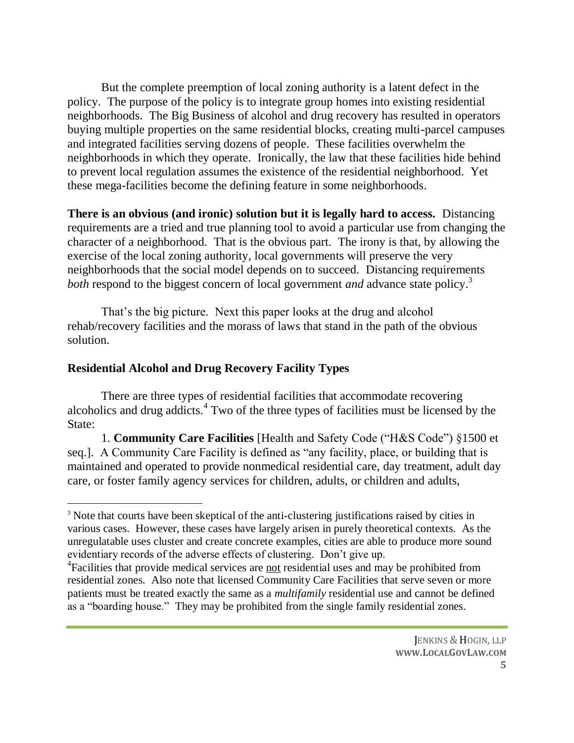But the complete preemption of local zoning authority is a latent defect in the policy. The purpose of the policy is to integrate group homes into existing residential neighborhoods. The Big Business of alcohol and drug recovery has resulted in operators buying multiple properties on the same residential blocks, creating multi-parcel campuses and integrated facilities serving dozens of people. These facilities overwhelm the neighborhoods in which they operate. Ironically, the law that these facilities hide behind to prevent local regulation assumes the existence of the residential neighborhood. Yet these mega-facilities become the defining feature in some neighborhoods.

**There is an obvious (and ironic) solution but it is legally hard to access.** Distancing requirements are a tried and true planning tool to avoid a particular use from changing the character of a neighborhood. That is the obvious part. The irony is that, by allowing the exercise of the local zoning authority, local governments will preserve the very neighborhoods that the social model depends on to succeed. Distancing requirements *both* respond to the biggest concern of local government *and* advance state policy.[3]

That's the big picture. Next this paper looks at the drug and alcohol rehab/recovery facilities and the morass of laws that stand in the path of the obvious solution.

**Residential Alcohol and Drug Recovery Facility Types**

There are three types of residential facilities that accommodate recovering alcoholics and drug addicts.[4] Two of the three types of facilities must be licensed by the State:

1. **Community Care Facilities** [Health and Safety Code ("H&S Code") §1500 et seq.]. A Community Care Facility is defined as "any facility, place, or building that is maintained and operated to provide nonmedical residential care, day treatment, adult day care, or foster family agency services for children, adults, or children and adults,

---

[3] Note that courts have been skeptical of the anti-clustering justifications raised by cities in various cases. However, these cases have largely arisen in purely theoretical contexts. As the unregulatable uses cluster and create concrete examples, cities are able to produce more sound evidentiary records of the adverse effects of clustering. Don't give up.

[4] Facilities that provide medical services are <u>not</u> residential uses and may be prohibited from residential zones. Also note that licensed Community Care Facilities that serve seven or more patients must be treated exactly the same as a *multifamily* residential use and cannot be defined as a "boarding house." They may be prohibited from the single family residential zones.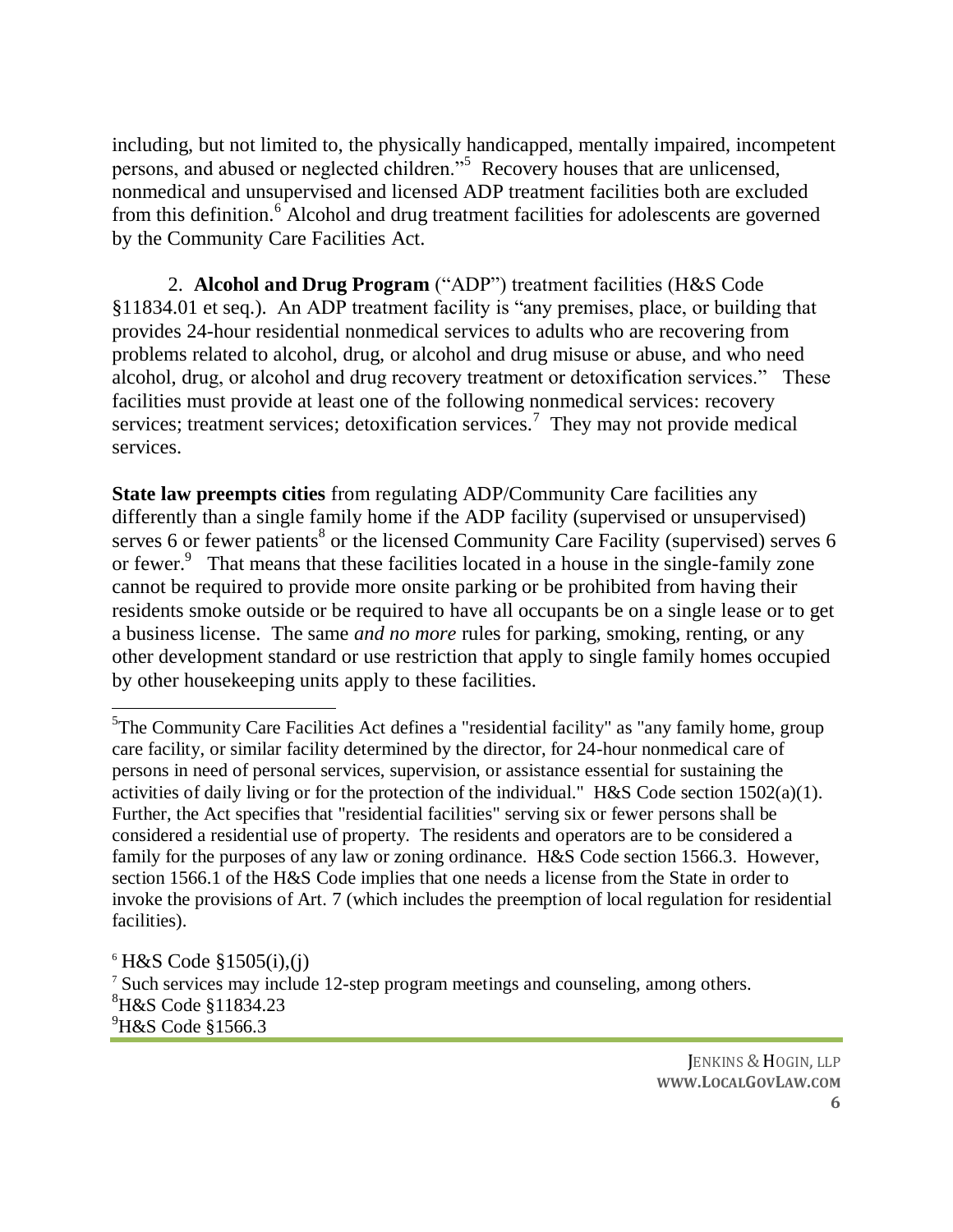including, but not limited to, the physically handicapped, mentally impaired, incompetent persons, and abused or neglected children."[5] Recovery houses that are unlicensed, nonmedical and unsupervised and licensed ADP treatment facilities both are excluded from this definition.[6] Alcohol and drug treatment facilities for adolescents are governed by the Community Care Facilities Act.

2. **Alcohol and Drug Program** ("ADP") treatment facilities (H&S Code §11834.01 et seq.). An ADP treatment facility is "any premises, place, or building that provides 24-hour residential nonmedical services to adults who are recovering from problems related to alcohol, drug, or alcohol and drug misuse or abuse, and who need alcohol, drug, or alcohol and drug recovery treatment or detoxification services." These facilities must provide at least one of the following nonmedical services: recovery services; treatment services; detoxification services.[7] They may not provide medical services.

**State law preempts cities** from regulating ADP/Community Care facilities any differently than a single family home if the ADP facility (supervised or unsupervised) serves 6 or fewer patients[8] or the licensed Community Care Facility (supervised) serves 6 or fewer.[9] That means that these facilities located in a house in the single-family zone cannot be required to provide more onsite parking or be prohibited from having their residents smoke outside or be required to have all occupants be on a single lease or to get a business license. The same *and no more* rules for parking, smoking, renting, or any other development standard or use restriction that apply to single family homes occupied by other housekeeping units apply to these facilities.

---

[5] The Community Care Facilities Act defines a "residential facility" as "any family home, group care facility, or similar facility determined by the director, for 24-hour nonmedical care of persons in need of personal services, supervision, or assistance essential for sustaining the activities of daily living or for the protection of the individual." H&S Code section 1502(a)(1). Further, the Act specifies that "residential facilities" serving six or fewer persons shall be considered a residential use of property. The residents and operators are to be considered a family for the purposes of any law or zoning ordinance. H&S Code section 1566.3. However, section 1566.1 of the H&S Code implies that one needs a license from the State in order to invoke the provisions of Art. 7 (which includes the preemption of local regulation for residential facilities).

[6] H&S Code §1505(i),(j)

[7] Such services may include 12-step program meetings and counseling, among others.

[8] H&S Code §11834.23

[9] H&S Code §1566.3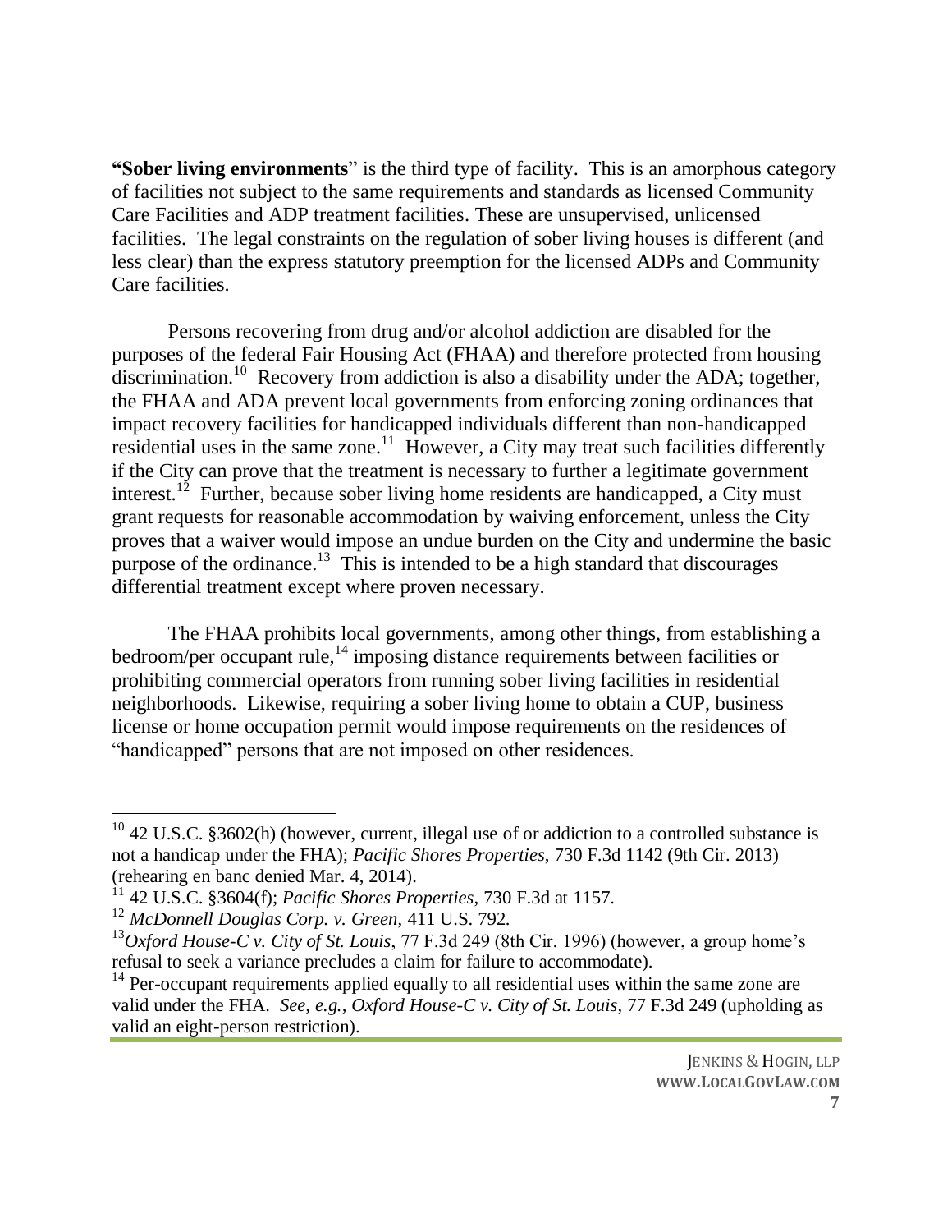"**Sober living environments**" is the third type of facility. This is an amorphous category of facilities not subject to the same requirements and standards as licensed Community Care Facilities and ADP treatment facilities. These are unsupervised, unlicensed facilities. The legal constraints on the regulation of sober living houses is different (and less clear) than the express statutory preemption for the licensed ADPs and Community Care facilities.

Persons recovering from drug and/or alcohol addiction are disabled for the purposes of the federal Fair Housing Act (FHAA) and therefore protected from housing discrimination.[10] Recovery from addiction is also a disability under the ADA; together, the FHAA and ADA prevent local governments from enforcing zoning ordinances that impact recovery facilities for handicapped individuals different than non-handicapped residential uses in the same zone.[11] However, a City may treat such facilities differently if the City can prove that the treatment is necessary to further a legitimate government interest.[12] Further, because sober living home residents are handicapped, a City must grant requests for reasonable accommodation by waiving enforcement, unless the City proves that a waiver would impose an undue burden on the City and undermine the basic purpose of the ordinance.[13] This is intended to be a high standard that discourages differential treatment except where proven necessary.

The FHAA prohibits local governments, among other things, from establishing a bedroom/per occupant rule,[14] imposing distance requirements between facilities or prohibiting commercial operators from running sober living facilities in residential neighborhoods. Likewise, requiring a sober living home to obtain a CUP, business license or home occupation permit would impose requirements on the residences of "handicapped" persons that are not imposed on other residences.

---

[10] 42 U.S.C. §3602(h) (however, current, illegal use of or addiction to a controlled substance is not a handicap under the FHA); *Pacific Shores Properties*, 730 F.3d 1142 (9th Cir. 2013) (rehearing en banc denied Mar. 4, 2014).

[11] 42 U.S.C. §3604(f); *Pacific Shores Properties*, 730 F.3d at 1157.

[12] *McDonnell Douglas Corp. v. Green*, 411 U.S. 792.

[13] *Oxford House-C v. City of St. Louis*, 77 F.3d 249 (8th Cir. 1996) (however, a group home's refusal to seek a variance precludes a claim for failure to accommodate).

[14] Per-occupant requirements applied equally to all residential uses within the same zone are valid under the FHA. *See, e.g.*, *Oxford House-C v. City of St. Louis*, 77 F.3d 249 (upholding as valid an eight-person restriction).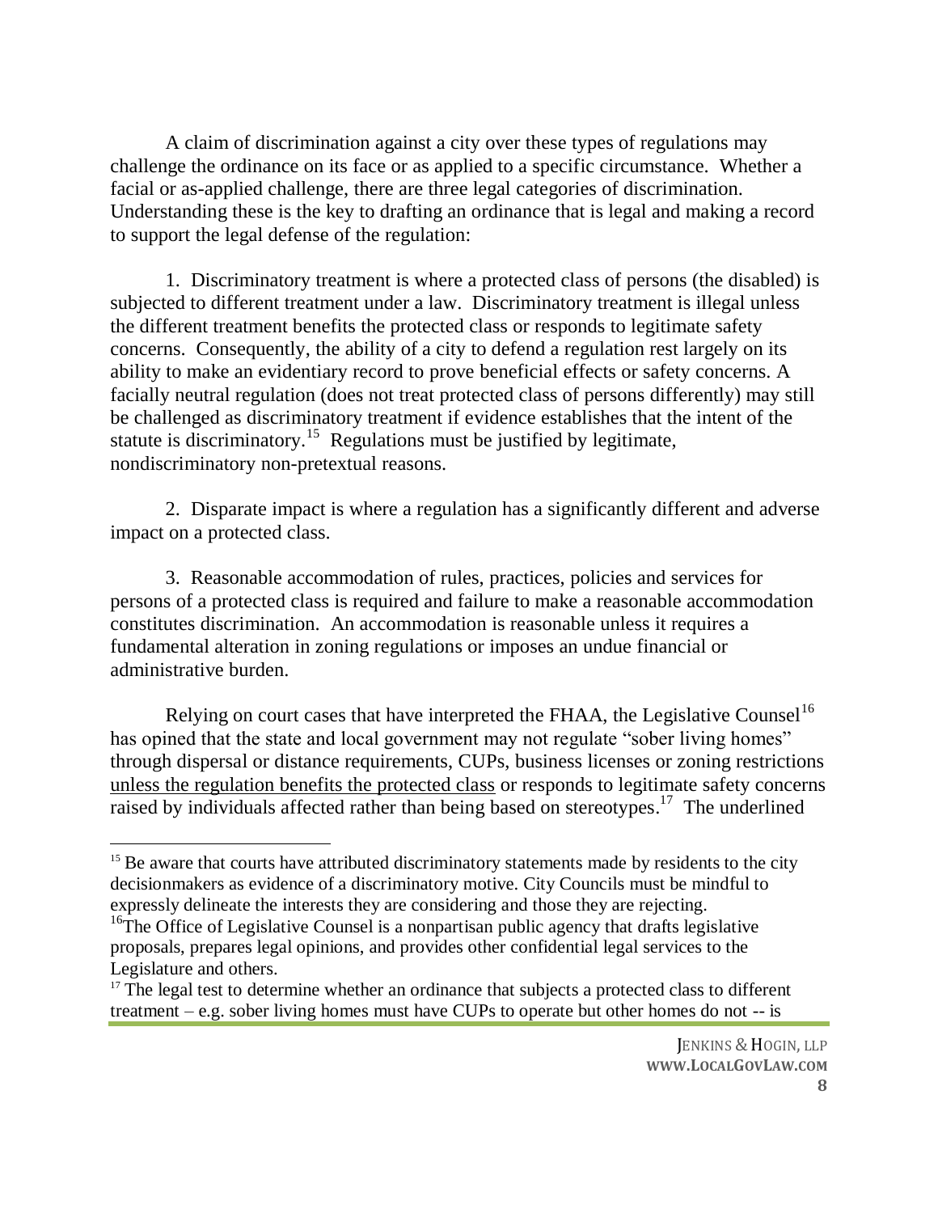A claim of discrimination against a city over these types of regulations may challenge the ordinance on its face or as applied to a specific circumstance. Whether a facial or as-applied challenge, there are three legal categories of discrimination. Understanding these is the key to drafting an ordinance that is legal and making a record to support the legal defense of the regulation:

1. Discriminatory treatment is where a protected class of persons (the disabled) is subjected to different treatment under a law. Discriminatory treatment is illegal unless the different treatment benefits the protected class or responds to legitimate safety concerns. Consequently, the ability of a city to defend a regulation rest largely on its ability to make an evidentiary record to prove beneficial effects or safety concerns. A facially neutral regulation (does not treat protected class of persons differently) may still be challenged as discriminatory treatment if evidence establishes that the intent of the statute is discriminatory.[15] Regulations must be justified by legitimate, nondiscriminatory non-pretextual reasons.

2. Disparate impact is where a regulation has a significantly different and adverse impact on a protected class.

3. Reasonable accommodation of rules, practices, policies and services for persons of a protected class is required and failure to make a reasonable accommodation constitutes discrimination. An accommodation is reasonable unless it requires a fundamental alteration in zoning regulations or imposes an undue financial or administrative burden.

Relying on court cases that have interpreted the FHAA, the Legislative Counsel[16] has opined that the state and local government may not regulate "sober living homes" through dispersal or distance requirements, CUPs, business licenses or zoning restrictions <u>unless the regulation benefits the protected class</u> or responds to legitimate safety concerns raised by individuals affected rather than being based on stereotypes.[17] The underlined

---

[15] Be aware that courts have attributed discriminatory statements made by residents to the city decisionmakers as evidence of a discriminatory motive. City Councils must be mindful to expressly delineate the interests they are considering and those they are rejecting.

[16] The Office of Legislative Counsel is a nonpartisan public agency that drafts legislative proposals, prepares legal opinions, and provides other confidential legal services to the Legislature and others.

[17] The legal test to determine whether an ordinance that subjects a protected class to different treatment – e.g. sober living homes must have CUPs to operate but other homes do not -- is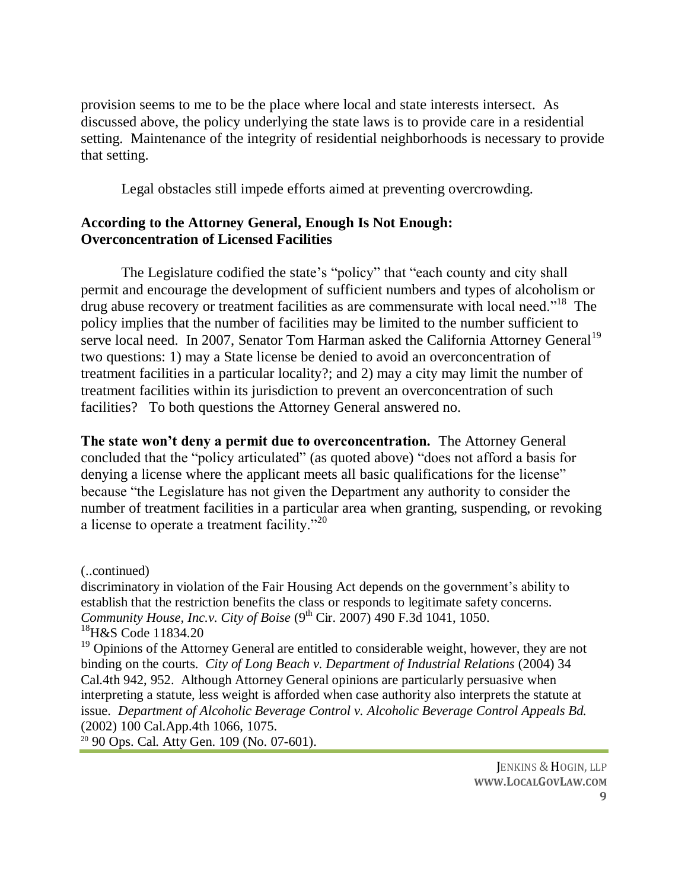provision seems to me to be the place where local and state interests intersect. As discussed above, the policy underlying the state laws is to provide care in a residential setting. Maintenance of the integrity of residential neighborhoods is necessary to provide that setting.

Legal obstacles still impede efforts aimed at preventing overcrowding.

## According to the Attorney General, Enough Is Not Enough: Overconcentration of Licensed Facilities

The Legislature codified the state's "policy" that "each county and city shall permit and encourage the development of sufficient numbers and types of alcoholism or drug abuse recovery or treatment facilities as are commensurate with local need."[18] The policy implies that the number of facilities may be limited to the number sufficient to serve local need. In 2007, Senator Tom Harman asked the California Attorney General[19] two questions: 1) may a State license be denied to avoid an overconcentration of treatment facilities in a particular locality?; and 2) may a city may limit the number of treatment facilities within its jurisdiction to prevent an overconcentration of such facilities? To both questions the Attorney General answered no.

**The state won't deny a permit due to overconcentration.** The Attorney General concluded that the "policy articulated" (as quoted above) "does not afford a basis for denying a license where the applicant meets all basic qualifications for the license" because "the Legislature has not given the Department any authority to consider the number of treatment facilities in a particular area when granting, suspending, or revoking a license to operate a treatment facility."[20]

---

(..continued)

discriminatory in violation of the Fair Housing Act depends on the government's ability to establish that the restriction benefits the class or responds to legitimate safety concerns. *Community House, Inc.v. City of Boise* (9th Cir. 2007) 490 F.3d 1041, 1050.

[18] H&S Code 11834.20

[19] Opinions of the Attorney General are entitled to considerable weight, however, they are not binding on the courts. *City of Long Beach v. Department of Industrial Relations* (2004) 34 Cal.4th 942, 952. Although Attorney General opinions are particularly persuasive when interpreting a statute, less weight is afforded when case authority also interprets the statute at issue. *Department of Alcoholic Beverage Control v. Alcoholic Beverage Control Appeals Bd.* (2002) 100 Cal.App.4th 1066, 1075.

[20] 90 Ops. Cal. Atty Gen. 109 (No. 07-601).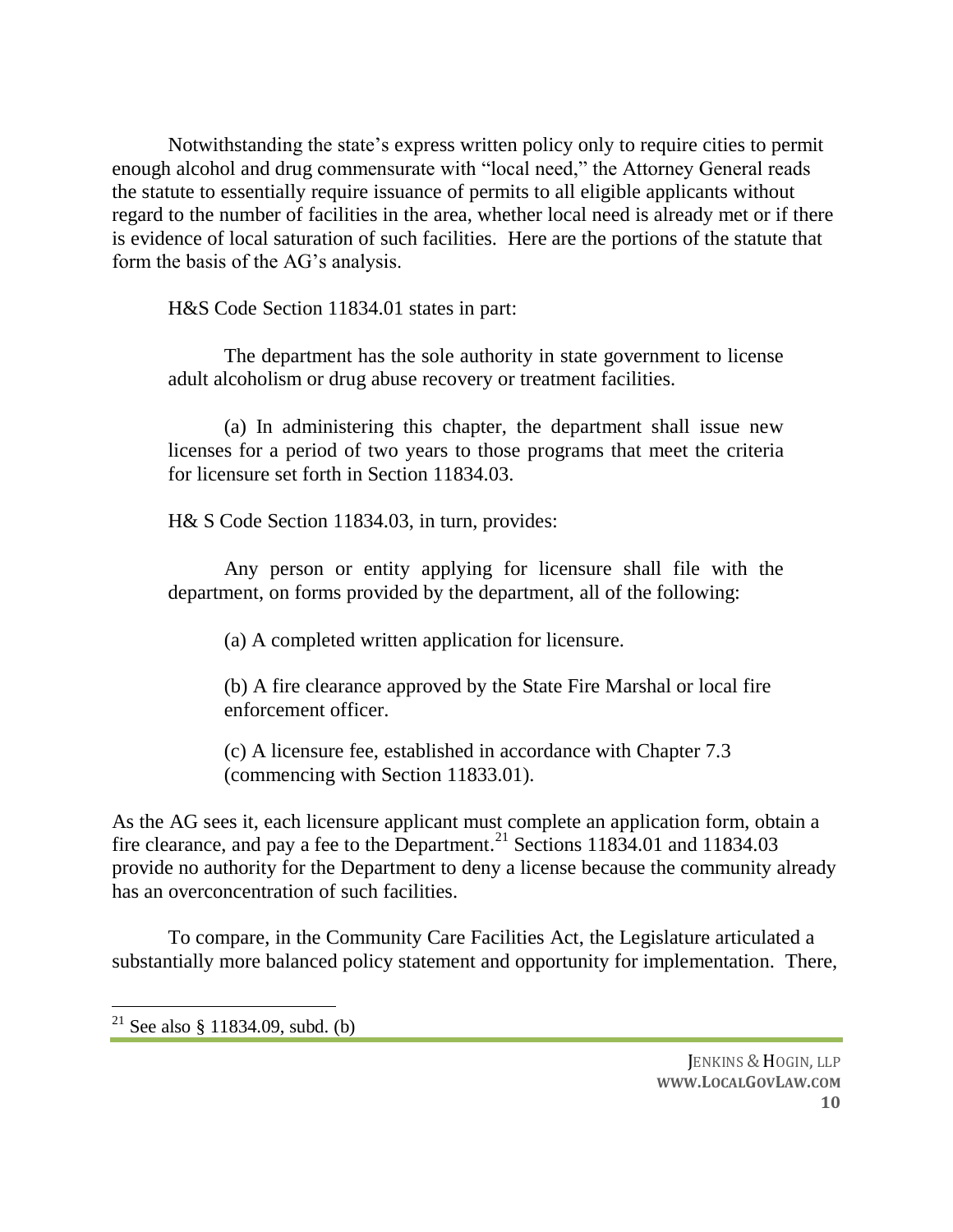Notwithstanding the state's express written policy only to require cities to permit enough alcohol and drug commensurate with "local need," the Attorney General reads the statute to essentially require issuance of permits to all eligible applicants without regard to the number of facilities in the area, whether local need is already met or if there is evidence of local saturation of such facilities. Here are the portions of the statute that form the basis of the AG's analysis.

H&S Code Section 11834.01 states in part:

> The department has the sole authority in state government to license adult alcoholism or drug abuse recovery or treatment facilities.
>
> (a) In administering this chapter, the department shall issue new licenses for a period of two years to those programs that meet the criteria for licensure set forth in Section 11834.03.

H& S Code Section 11834.03, in turn, provides:

> Any person or entity applying for licensure shall file with the department, on forms provided by the department, all of the following:
>
> (a) A completed written application for licensure.
>
> (b) A fire clearance approved by the State Fire Marshal or local fire enforcement officer.
>
> (c) A licensure fee, established in accordance with Chapter 7.3 (commencing with Section 11833.01).

As the AG sees it, each licensure applicant must complete an application form, obtain a fire clearance, and pay a fee to the Department.[21] Sections 11834.01 and 11834.03 provide no authority for the Department to deny a license because the community already has an overconcentration of such facilities.

To compare, in the Community Care Facilities Act, the Legislature articulated a substantially more balanced policy statement and opportunity for implementation. There,

---

[21] See also § 11834.09, subd. (b)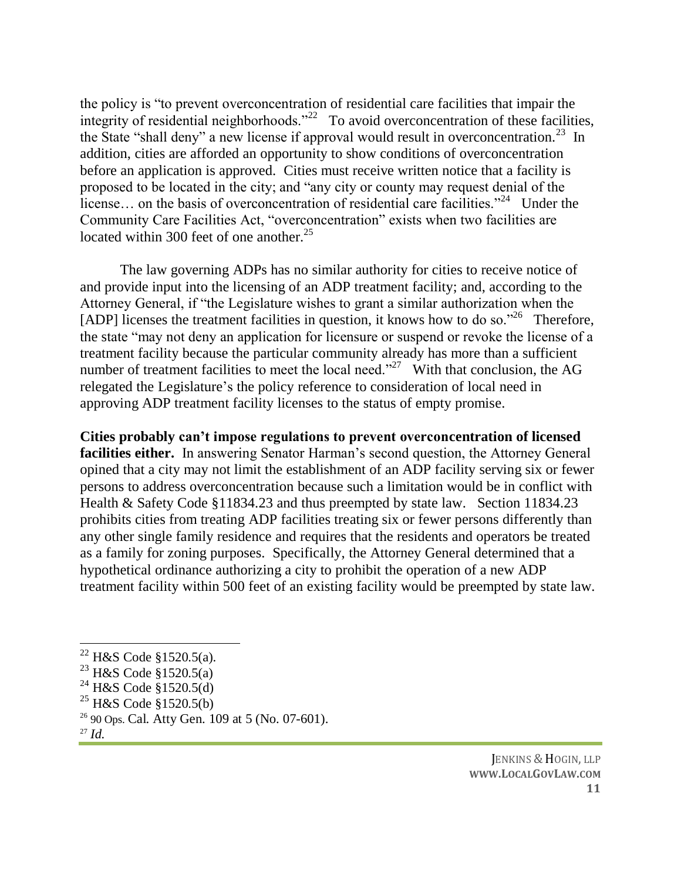the policy is "to prevent overconcentration of residential care facilities that impair the integrity of residential neighborhoods."[22] To avoid overconcentration of these facilities, the State "shall deny" a new license if approval would result in overconcentration.[23] In addition, cities are afforded an opportunity to show conditions of overconcentration before an application is approved. Cities must receive written notice that a facility is proposed to be located in the city; and "any city or county may request denial of the license… on the basis of overconcentration of residential care facilities."[24] Under the Community Care Facilities Act, "overconcentration" exists when two facilities are located within 300 feet of one another.[25]

The law governing ADPs has no similar authority for cities to receive notice of and provide input into the licensing of an ADP treatment facility; and, according to the Attorney General, if "the Legislature wishes to grant a similar authorization when the [ADP] licenses the treatment facilities in question, it knows how to do so."[26] Therefore, the state "may not deny an application for licensure or suspend or revoke the license of a treatment facility because the particular community already has more than a sufficient number of treatment facilities to meet the local need."[27] With that conclusion, the AG relegated the Legislature's the policy reference to consideration of local need in approving ADP treatment facility licenses to the status of empty promise.

**Cities probably can't impose regulations to prevent overconcentration of licensed facilities either.** In answering Senator Harman's second question, the Attorney General opined that a city may not limit the establishment of an ADP facility serving six or fewer persons to address overconcentration because such a limitation would be in conflict with Health & Safety Code §11834.23 and thus preempted by state law. Section 11834.23 prohibits cities from treating ADP facilities treating six or fewer persons differently than any other single family residence and requires that the residents and operators be treated as a family for zoning purposes. Specifically, the Attorney General determined that a hypothetical ordinance authorizing a city to prohibit the operation of a new ADP treatment facility within 500 feet of an existing facility would be preempted by state law.

---

[22] H&S Code §1520.5(a).

[23] H&S Code §1520.5(a)

[24] H&S Code §1520.5(d)

[25] H&S Code §1520.5(b)

[26] 90 Ops. Cal. Atty Gen. 109 at 5 (No. 07-601).

[27] *Id.*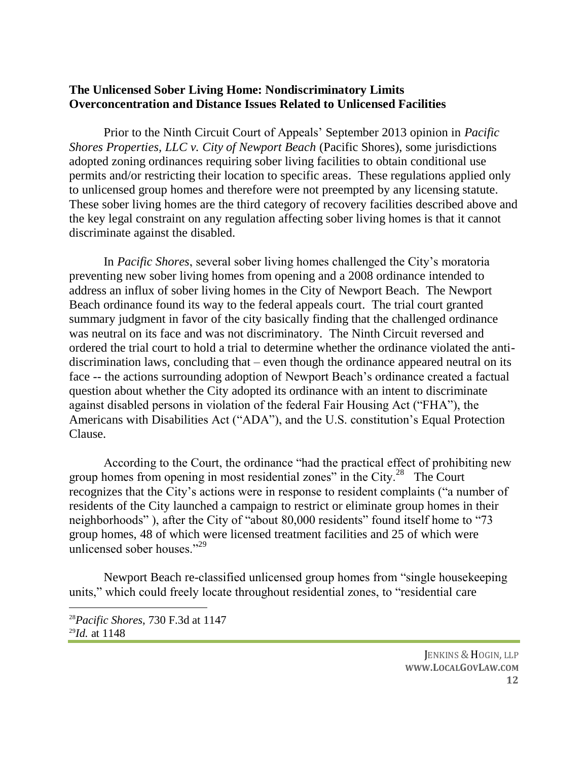**The Unlicensed Sober Living Home: Nondiscriminatory Limits Overconcentration and Distance Issues Related to Unlicensed Facilities**

Prior to the Ninth Circuit Court of Appeals' September 2013 opinion in *Pacific Shores Properties, LLC v. City of Newport Beach* (Pacific Shores), some jurisdictions adopted zoning ordinances requiring sober living facilities to obtain conditional use permits and/or restricting their location to specific areas. These regulations applied only to unlicensed group homes and therefore were not preempted by any licensing statute. These sober living homes are the third category of recovery facilities described above and the key legal constraint on any regulation affecting sober living homes is that it cannot discriminate against the disabled.

In *Pacific Shores*, several sober living homes challenged the City's moratoria preventing new sober living homes from opening and a 2008 ordinance intended to address an influx of sober living homes in the City of Newport Beach. The Newport Beach ordinance found its way to the federal appeals court. The trial court granted summary judgment in favor of the city basically finding that the challenged ordinance was neutral on its face and was not discriminatory. The Ninth Circuit reversed and ordered the trial court to hold a trial to determine whether the ordinance violated the anti-discrimination laws, concluding that – even though the ordinance appeared neutral on its face -- the actions surrounding adoption of Newport Beach's ordinance created a factual question about whether the City adopted its ordinance with an intent to discriminate against disabled persons in violation of the federal Fair Housing Act ("FHA"), the Americans with Disabilities Act ("ADA"), and the U.S. constitution's Equal Protection Clause.

According to the Court, the ordinance "had the practical effect of prohibiting new group homes from opening in most residential zones" in the City.[28] The Court recognizes that the City's actions were in response to resident complaints ("a number of residents of the City launched a campaign to restrict or eliminate group homes in their neighborhoods" ), after the City of "about 80,000 residents" found itself home to "73 group homes, 48 of which were licensed treatment facilities and 25 of which were unlicensed sober houses."[29]

Newport Beach re-classified unlicensed group homes from "single housekeeping units," which could freely locate throughout residential zones, to "residential care

---

[28] *Pacific Shores*, 730 F.3d at 1147

[29] *Id.* at 1148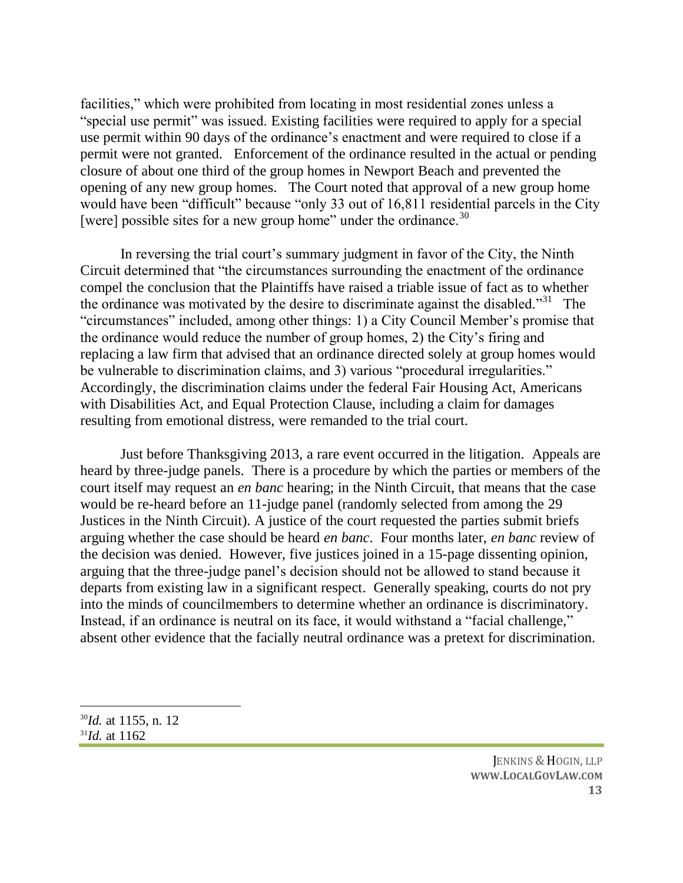facilities," which were prohibited from locating in most residential zones unless a "special use permit" was issued. Existing facilities were required to apply for a special use permit within 90 days of the ordinance's enactment and were required to close if a permit were not granted. Enforcement of the ordinance resulted in the actual or pending closure of about one third of the group homes in Newport Beach and prevented the opening of any new group homes. The Court noted that approval of a new group home would have been "difficult" because "only 33 out of 16,811 residential parcels in the City [were] possible sites for a new group home" under the ordinance.[30]

In reversing the trial court's summary judgment in favor of the City, the Ninth Circuit determined that "the circumstances surrounding the enactment of the ordinance compel the conclusion that the Plaintiffs have raised a triable issue of fact as to whether the ordinance was motivated by the desire to discriminate against the disabled."[31] The "circumstances" included, among other things: 1) a City Council Member's promise that the ordinance would reduce the number of group homes, 2) the City's firing and replacing a law firm that advised that an ordinance directed solely at group homes would be vulnerable to discrimination claims, and 3) various "procedural irregularities." Accordingly, the discrimination claims under the federal Fair Housing Act, Americans with Disabilities Act, and Equal Protection Clause, including a claim for damages resulting from emotional distress, were remanded to the trial court.

Just before Thanksgiving 2013, a rare event occurred in the litigation. Appeals are heard by three-judge panels. There is a procedure by which the parties or members of the court itself may request an *en banc* hearing; in the Ninth Circuit, that means that the case would be re-heard before an 11-judge panel (randomly selected from among the 29 Justices in the Ninth Circuit). A justice of the court requested the parties submit briefs arguing whether the case should be heard *en banc*. Four months later, *en banc* review of the decision was denied. However, five justices joined in a 15-page dissenting opinion, arguing that the three-judge panel's decision should not be allowed to stand because it departs from existing law in a significant respect. Generally speaking, courts do not pry into the minds of councilmembers to determine whether an ordinance is discriminatory. Instead, if an ordinance is neutral on its face, it would withstand a "facial challenge," absent other evidence that the facially neutral ordinance was a pretext for discrimination.

---

[30] *Id.* at 1155, n. 12

[31] *Id.* at 1162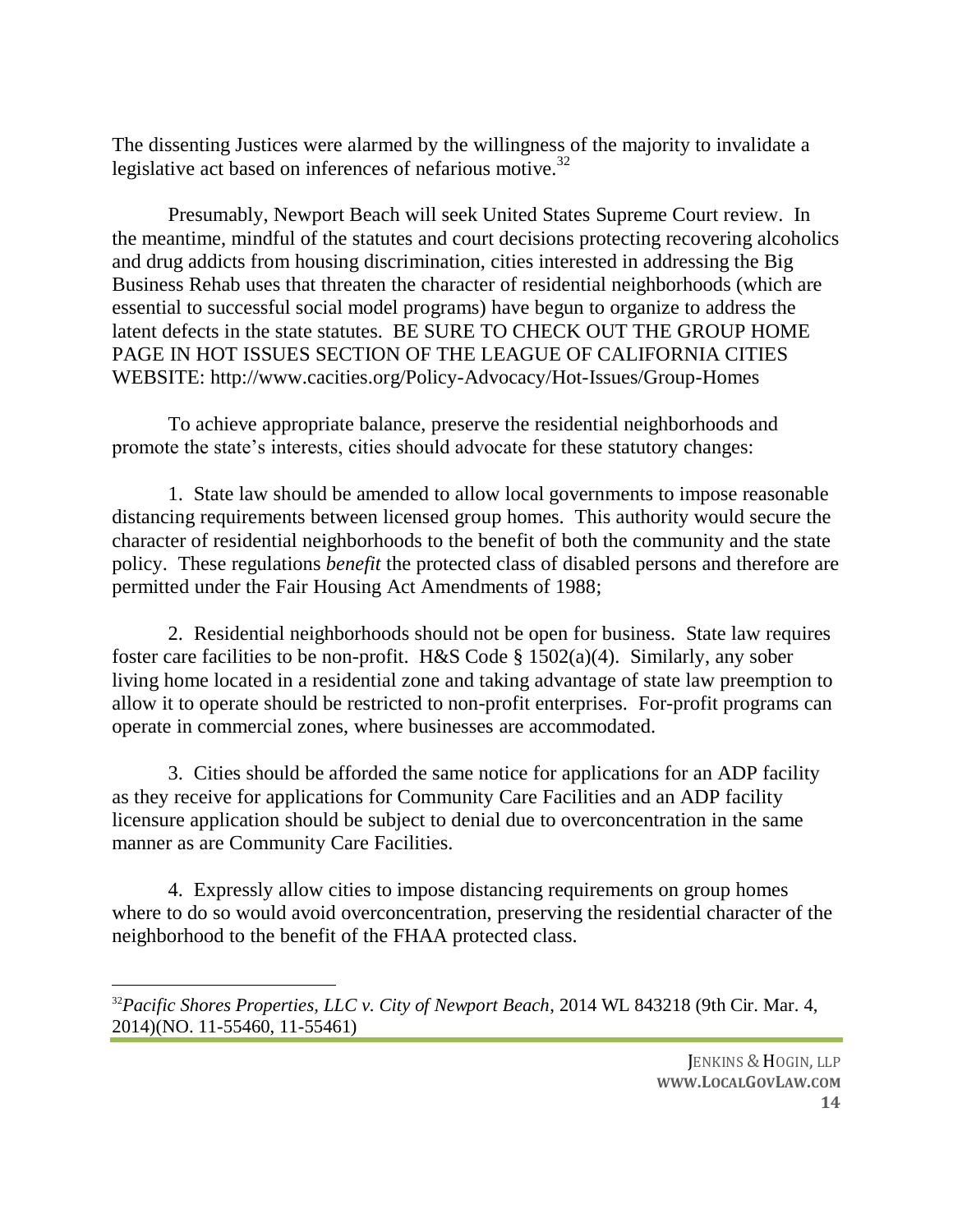The dissenting Justices were alarmed by the willingness of the majority to invalidate a legislative act based on inferences of nefarious motive.[32]

Presumably, Newport Beach will seek United States Supreme Court review. In the meantime, mindful of the statutes and court decisions protecting recovering alcoholics and drug addicts from housing discrimination, cities interested in addressing the Big Business Rehab uses that threaten the character of residential neighborhoods (which are essential to successful social model programs) have begun to organize to address the latent defects in the state statutes. BE SURE TO CHECK OUT THE GROUP HOME PAGE IN HOT ISSUES SECTION OF THE LEAGUE OF CALIFORNIA CITIES WEBSITE: http://www.cacities.org/Policy-Advocacy/Hot-Issues/Group-Homes

To achieve appropriate balance, preserve the residential neighborhoods and promote the state's interests, cities should advocate for these statutory changes:

1. State law should be amended to allow local governments to impose reasonable distancing requirements between licensed group homes. This authority would secure the character of residential neighborhoods to the benefit of both the community and the state policy. These regulations *benefit* the protected class of disabled persons and therefore are permitted under the Fair Housing Act Amendments of 1988;

2. Residential neighborhoods should not be open for business. State law requires foster care facilities to be non-profit. H&S Code § 1502(a)(4). Similarly, any sober living home located in a residential zone and taking advantage of state law preemption to allow it to operate should be restricted to non-profit enterprises. For-profit programs can operate in commercial zones, where businesses are accommodated.

3. Cities should be afforded the same notice for applications for an ADP facility as they receive for applications for Community Care Facilities and an ADP facility licensure application should be subject to denial due to overconcentration in the same manner as are Community Care Facilities.

4. Expressly allow cities to impose distancing requirements on group homes where to do so would avoid overconcentration, preserving the residential character of the neighborhood to the benefit of the FHAA protected class.

---

[32] *Pacific Shores Properties, LLC v. City of Newport Beach*, 2014 WL 843218 (9th Cir. Mar. 4, 2014)(NO. 11-55460, 11-55461)